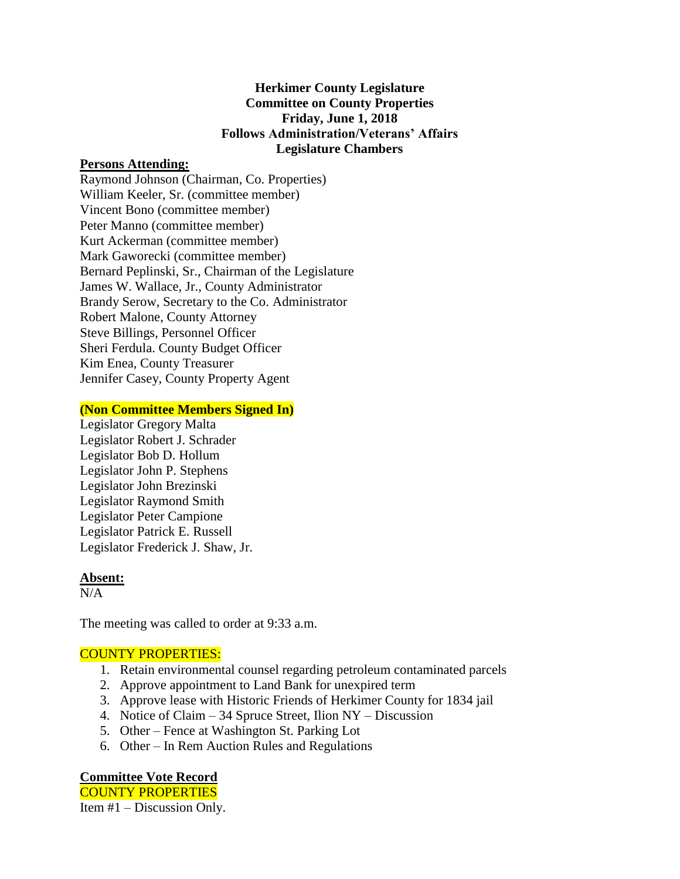**Herkimer County Legislature**
**Committee on County Properties**
**Friday, June 1, 2018**
**Follows Administration/Veterans' Affairs**
**Legislature Chambers**

**Persons Attending:**

Raymond Johnson (Chairman, Co. Properties)
William Keeler, Sr. (committee member)
Vincent Bono (committee member)
Peter Manno (committee member)
Kurt Ackerman (committee member)
Mark Gaworecki (committee member)
Bernard Peplinski, Sr., Chairman of the Legislature
James W. Wallace, Jr., County Administrator
Brandy Serow, Secretary to the Co. Administrator
Robert Malone, County Attorney
Steve Billings, Personnel Officer
Sheri Ferdula. County Budget Officer
Kim Enea, County Treasurer
Jennifer Casey, County Property Agent

**(Non Committee Members Signed In)**

Legislator Gregory Malta
Legislator Robert J. Schrader
Legislator Bob D. Hollum
Legislator John P. Stephens
Legislator John Brezinski
Legislator Raymond Smith
Legislator Peter Campione
Legislator Patrick E. Russell
Legislator Frederick J. Shaw, Jr.

**Absent:**

N/A

The meeting was called to order at 9:33 a.m.

COUNTY PROPERTIES:

1. Retain environmental counsel regarding petroleum contaminated parcels
2. Approve appointment to Land Bank for unexpired term
3. Approve lease with Historic Friends of Herkimer County for 1834 jail
4. Notice of Claim – 34 Spruce Street, Ilion NY – Discussion
5. Other – Fence at Washington St. Parking Lot
6. Other – In Rem Auction Rules and Regulations

**Committee Vote Record**

COUNTY PROPERTIES

Item #1 – Discussion Only.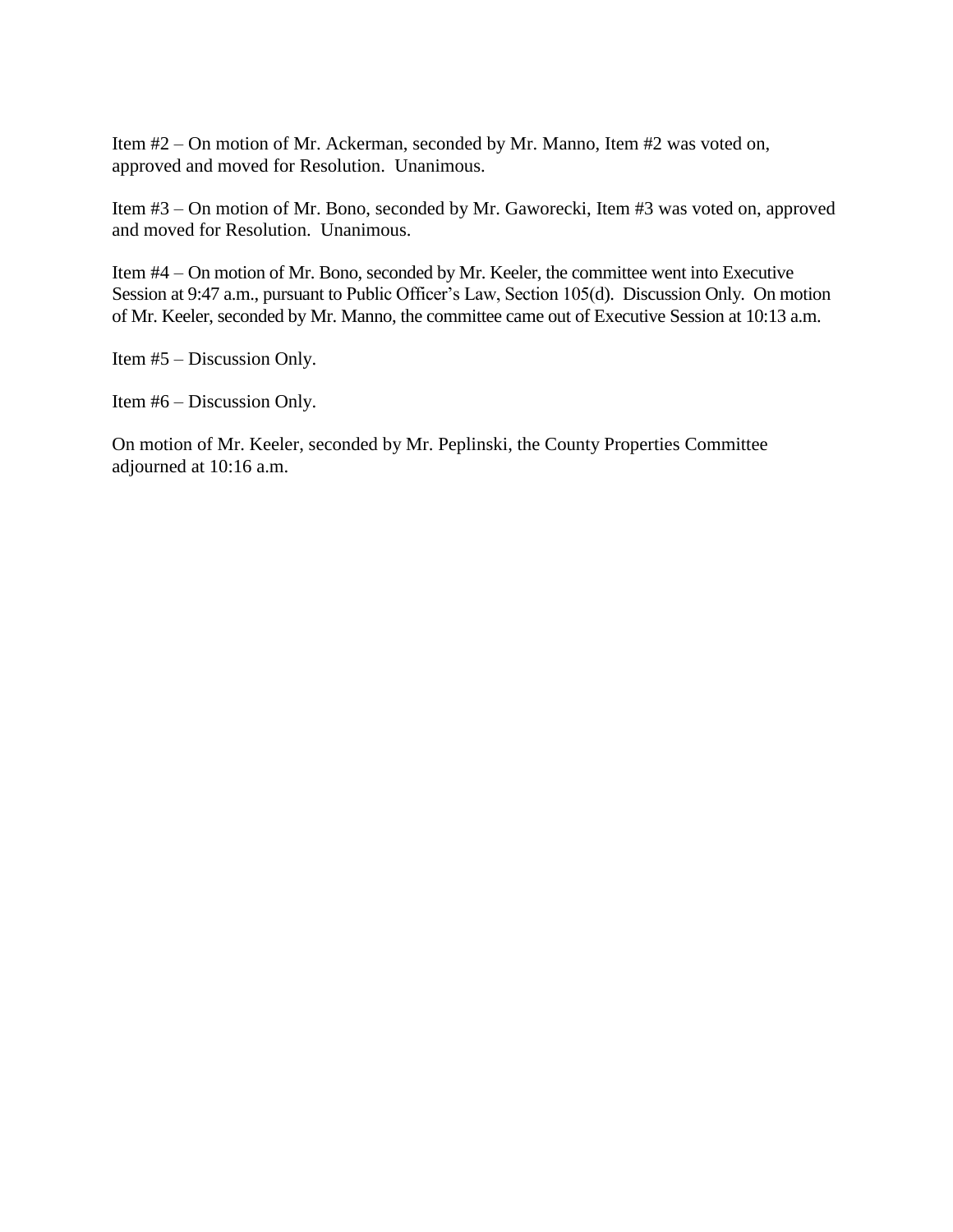Item #2 – On motion of Mr. Ackerman, seconded by Mr. Manno, Item #2 was voted on, approved and moved for Resolution. Unanimous.

Item #3 – On motion of Mr. Bono, seconded by Mr. Gaworecki, Item #3 was voted on, approved and moved for Resolution. Unanimous.

Item #4 – On motion of Mr. Bono, seconded by Mr. Keeler, the committee went into Executive Session at 9:47 a.m., pursuant to Public Officer's Law, Section 105(d). Discussion Only. On motion of Mr. Keeler, seconded by Mr. Manno, the committee came out of Executive Session at 10:13 a.m.

Item #5 – Discussion Only.

Item #6 – Discussion Only.

On motion of Mr. Keeler, seconded by Mr. Peplinski, the County Properties Committee adjourned at 10:16 a.m.